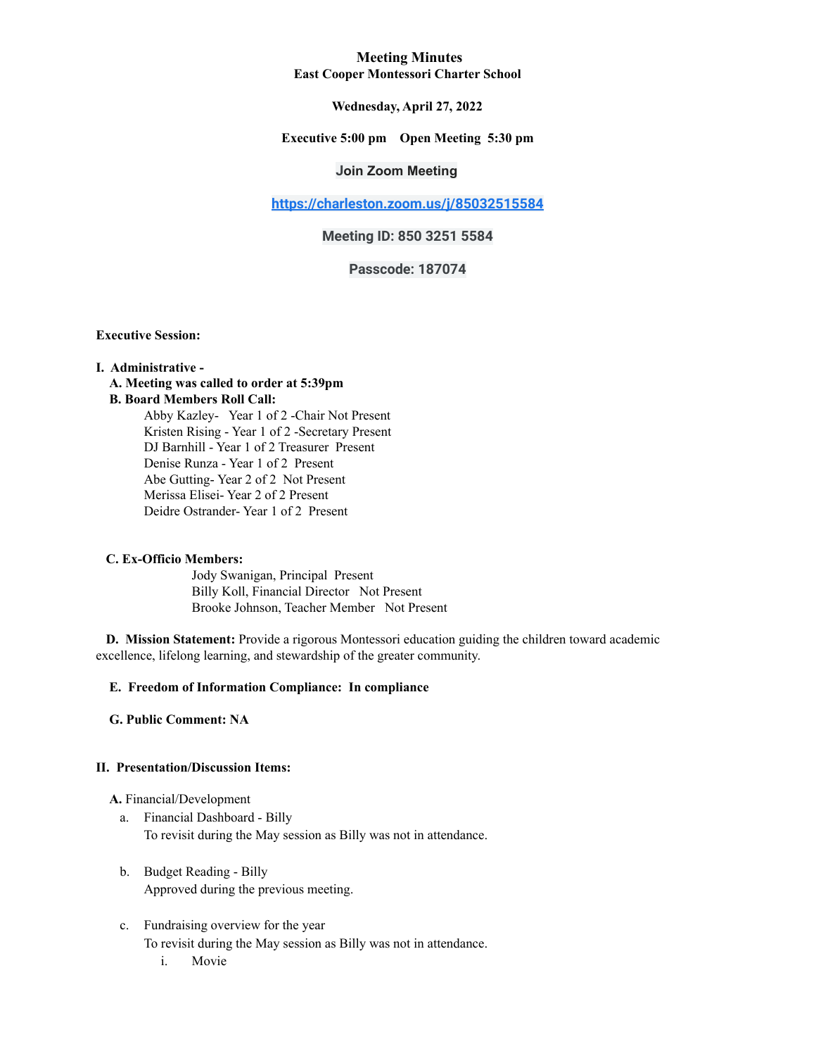# Meeting Minutes

## East Cooper Montessori Charter School

**Wednesday, April 27, 2022**

**Executive 5:00 pm  Open Meeting 5:30 pm**

**Join Zoom Meeting**

**https://charleston.zoom.us/j/85032515584**

**Meeting ID: 850 3251 5584**

**Passcode: 187074**

**Executive Session:**

**I. Administrative -**

**A. Meeting was called to order at 5:39pm**

**B. Board Members Roll Call:**

Abby Kazley- Year 1 of 2 -Chair Not Present
Kristen Rising - Year 1 of 2 -Secretary Present
DJ Barnhill - Year 1 of 2 Treasurer Present
Denise Runza - Year 1 of 2 Present
Abe Gutting- Year 2 of 2 Not Present
Merissa Elisei- Year 2 of 2 Present
Deidre Ostrander- Year 1 of 2 Present

**C. Ex-Officio Members:**

Jody Swanigan, Principal Present
Billy Koll, Financial Director Not Present
Brooke Johnson, Teacher Member Not Present

**D. Mission Statement:** Provide a rigorous Montessori education guiding the children toward academic excellence, lifelong learning, and stewardship of the greater community.

**E. Freedom of Information Compliance: In compliance**

**G. Public Comment: NA**

**II. Presentation/Discussion Items:**

**A.** Financial/Development

a. Financial Dashboard - Billy
   To revisit during the May session as Billy was not in attendance.

b. Budget Reading - Billy
   Approved during the previous meeting.

c. Fundraising overview for the year
   To revisit during the May session as Billy was not in attendance.
   i. Movie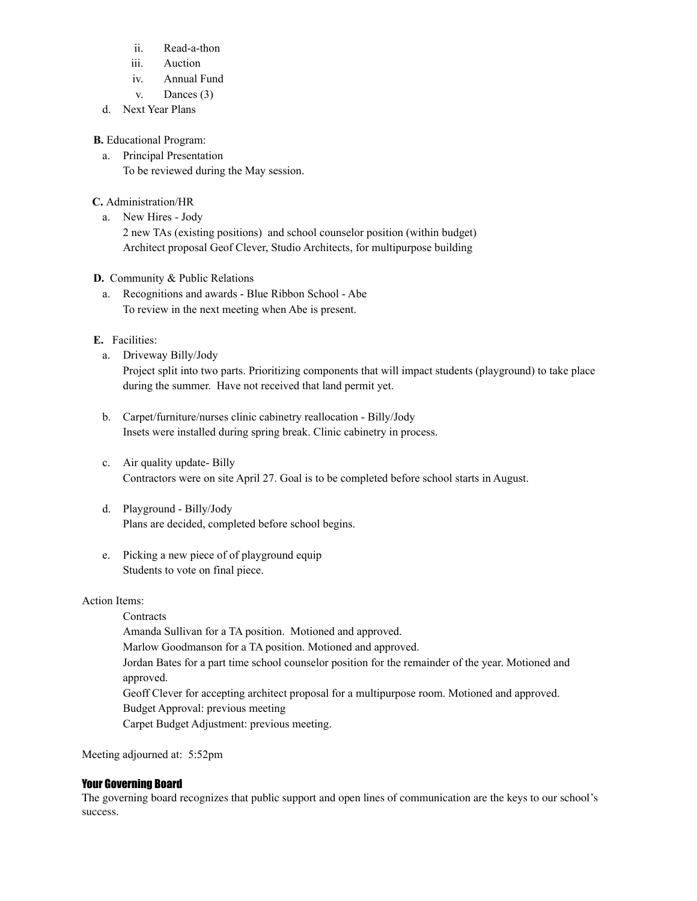ii. Read-a-thon
   iii. Auction
   iv. Annual Fund
   v. Dances (3)

d. Next Year Plans

**B.** Educational Program:

a. Principal Presentation
   To be reviewed during the May session.

**C.** Administration/HR

a. New Hires - Jody
   2 new TAs (existing positions) and school counselor position (within budget)
   Architect proposal Geof Clever, Studio Architects, for multipurpose building

**D.** Community & Public Relations

a. Recognitions and awards - Blue Ribbon School - Abe
   To review in the next meeting when Abe is present.

**E.** Facilities:

a. Driveway Billy/Jody
   Project split into two parts. Prioritizing components that will impact students (playground) to take place during the summer. Have not received that land permit yet.

b. Carpet/furniture/nurses clinic cabinetry reallocation - Billy/Jody
   Insets were installed during spring break. Clinic cabinetry in process.

c. Air quality update- Billy
   Contractors were on site April 27. Goal is to be completed before school starts in August.

d. Playground - Billy/Jody
   Plans are decided, completed before school begins.

e. Picking a new piece of of playground equip
   Students to vote on final piece.

Action Items:

Contracts
Amanda Sullivan for a TA position. Motioned and approved.
Marlow Goodmanson for a TA position. Motioned and approved.
Jordan Bates for a part time school counselor position for the remainder of the year. Motioned and approved.
Geoff Clever for accepting architect proposal for a multipurpose room. Motioned and approved.
Budget Approval: previous meeting
Carpet Budget Adjustment: previous meeting.

Meeting adjourned at: 5:52pm

## Your Governing Board

The governing board recognizes that public support and open lines of communication are the keys to our school's success.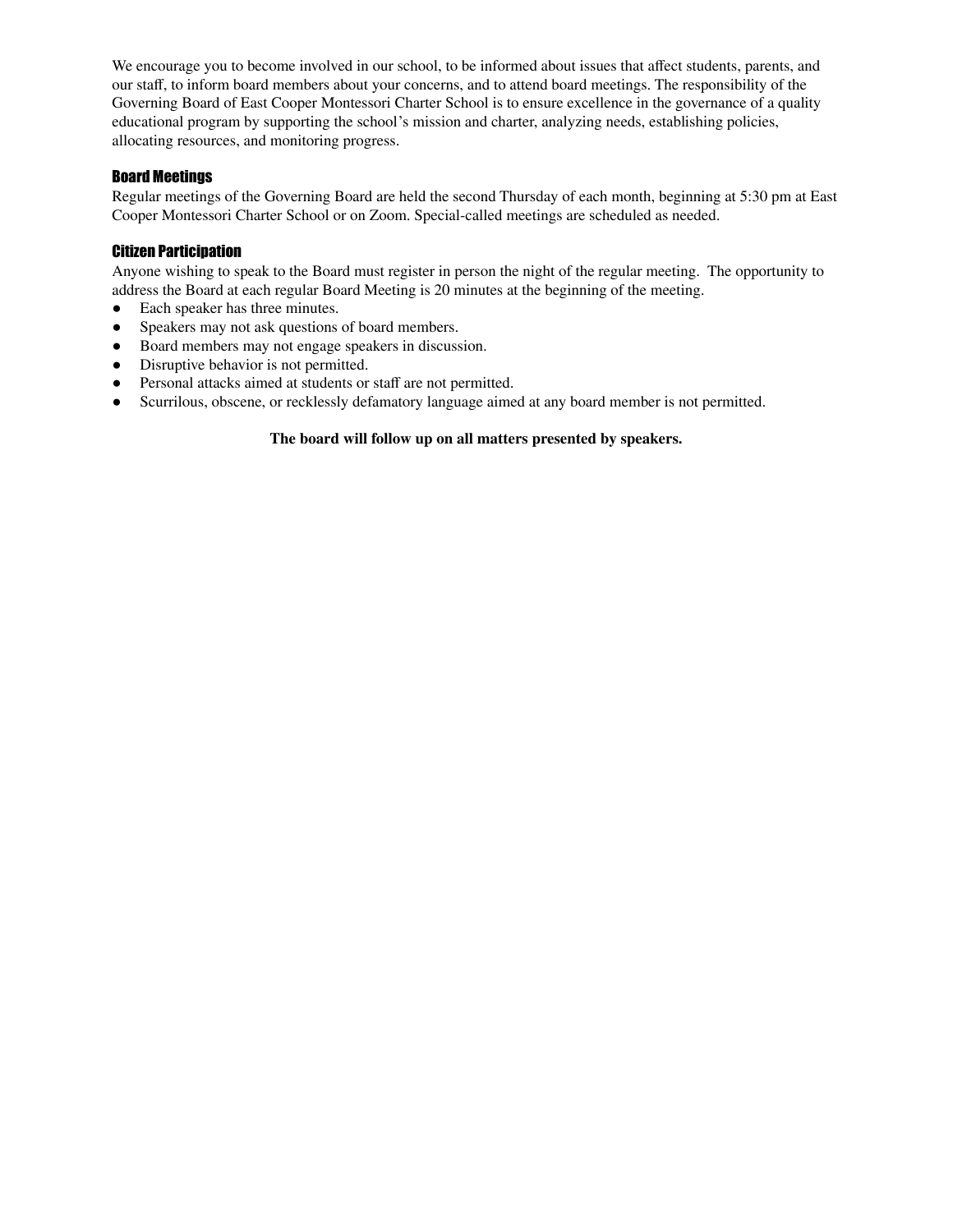We encourage you to become involved in our school, to be informed about issues that affect students, parents, and our staff, to inform board members about your concerns, and to attend board meetings. The responsibility of the Governing Board of East Cooper Montessori Charter School is to ensure excellence in the governance of a quality educational program by supporting the school's mission and charter, analyzing needs, establishing policies, allocating resources, and monitoring progress.

## Board Meetings

Regular meetings of the Governing Board are held the second Thursday of each month, beginning at 5:30 pm at East Cooper Montessori Charter School or on Zoom. Special-called meetings are scheduled as needed.

## Citizen Participation

Anyone wishing to speak to the Board must register in person the night of the regular meeting. The opportunity to address the Board at each regular Board Meeting is 20 minutes at the beginning of the meeting.

- Each speaker has three minutes.
- Speakers may not ask questions of board members.
- Board members may not engage speakers in discussion.
- Disruptive behavior is not permitted.
- Personal attacks aimed at students or staff are not permitted.
- Scurrilous, obscene, or recklessly defamatory language aimed at any board member is not permitted.

**The board will follow up on all matters presented by speakers.**